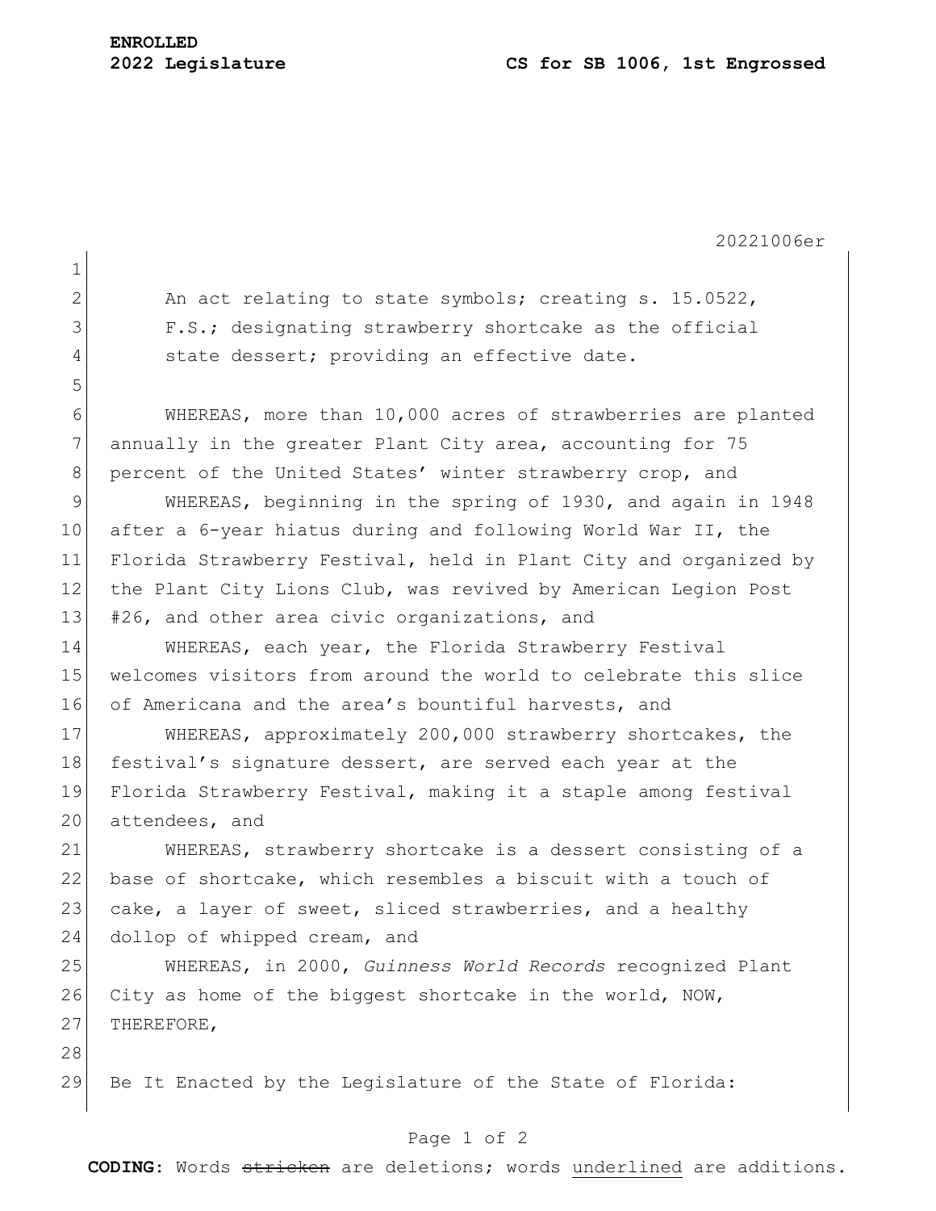**ENROLLED**
**2022 Legislature** **CS for SB 1006, 1st Engrossed**

20221006er

An act relating to state symbols; creating s. 15.0522, F.S.; designating strawberry shortcake as the official state dessert; providing an effective date.

WHEREAS, more than 10,000 acres of strawberries are planted annually in the greater Plant City area, accounting for 75 percent of the United States' winter strawberry crop, and

WHEREAS, beginning in the spring of 1930, and again in 1948 after a 6-year hiatus during and following World War II, the Florida Strawberry Festival, held in Plant City and organized by the Plant City Lions Club, was revived by American Legion Post #26, and other area civic organizations, and

WHEREAS, each year, the Florida Strawberry Festival welcomes visitors from around the world to celebrate this slice of Americana and the area's bountiful harvests, and

WHEREAS, approximately 200,000 strawberry shortcakes, the festival's signature dessert, are served each year at the Florida Strawberry Festival, making it a staple among festival attendees, and

WHEREAS, strawberry shortcake is a dessert consisting of a base of shortcake, which resembles a biscuit with a touch of cake, a layer of sweet, sliced strawberries, and a healthy dollop of whipped cream, and

WHEREAS, in 2000, *Guinness World Records* recognized Plant City as home of the biggest shortcake in the world, NOW, THEREFORE,

Be It Enacted by the Legislature of the State of Florida:

**CODING:** Words ~~stricken~~ are deletions; words <u>underlined</u> are additions.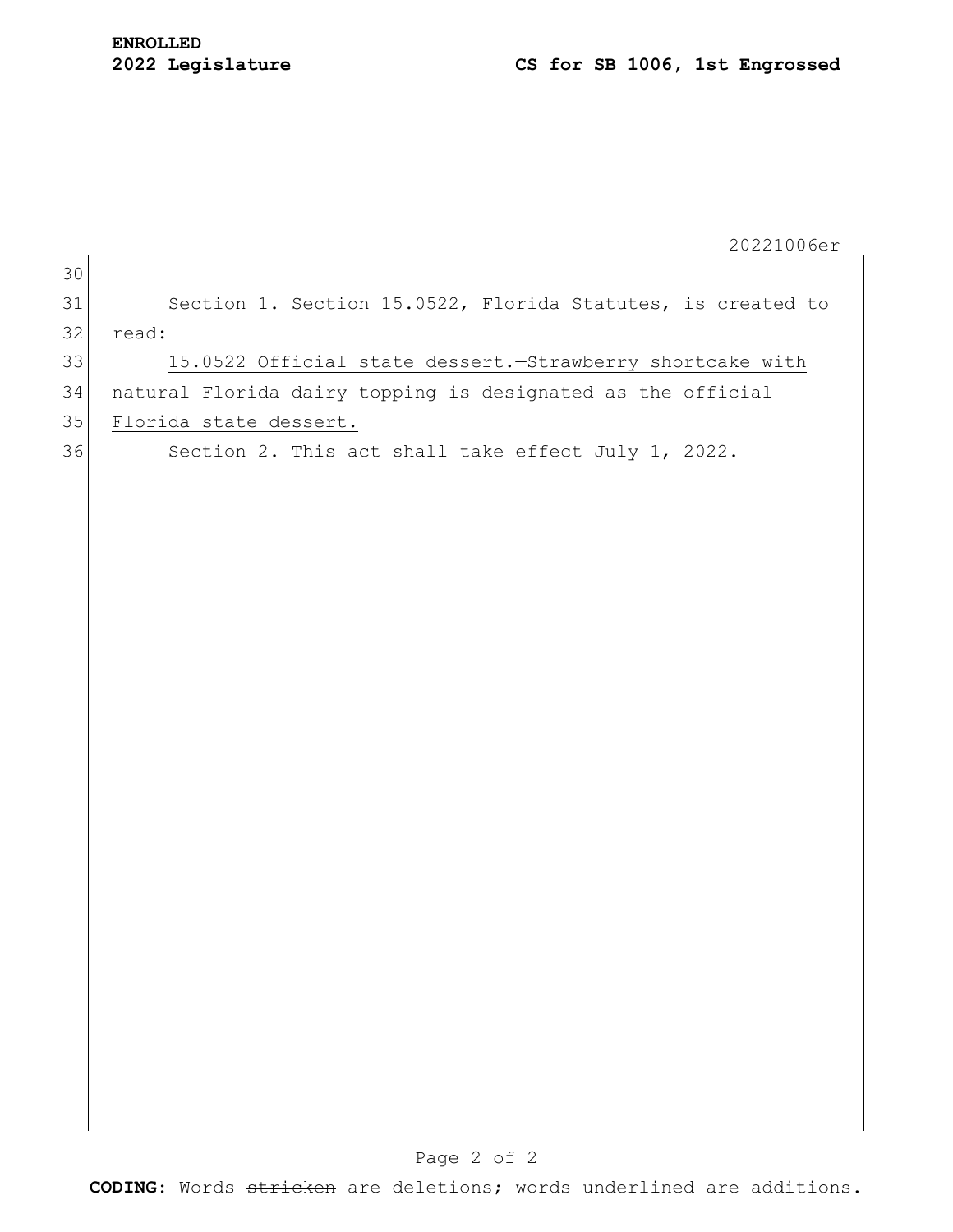Section 1. Section 15.0522, Florida Statutes, is created to read:

<u>15.0522 Official state dessert.—Strawberry shortcake with natural Florida dairy topping is designated as the official Florida state dessert.</u>

Section 2. This act shall take effect July 1, 2022.